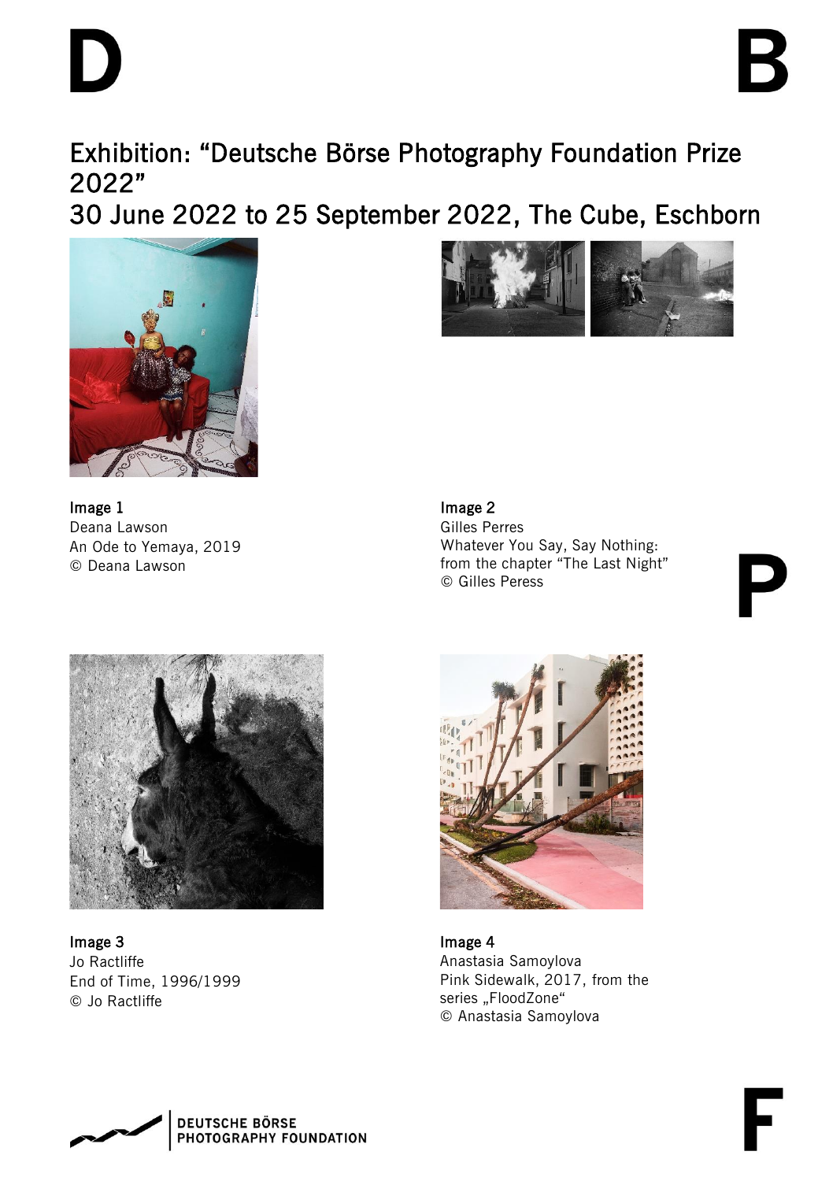# Exhibition: "Deutsche Börse Photography Foundation Prize 2022"

## 30 June 2022 to 25 September 2022, The Cube, Eschborn

**Image 1**
Deana Lawson
An Ode to Yemaya, 2019
© Deana Lawson

**Image 2**
Gilles Perres
Whatever You Say, Say Nothing:
from the chapter "The Last Night"
© Gilles Peress

**Image 3**
Jo Ractliffe
End of Time, 1996/1999
© Jo Ractliffe

**Image 4**
Anastasia Samoylova
Pink Sidewalk, 2017, from the series „FloodZone"
© Anastasia Samoylova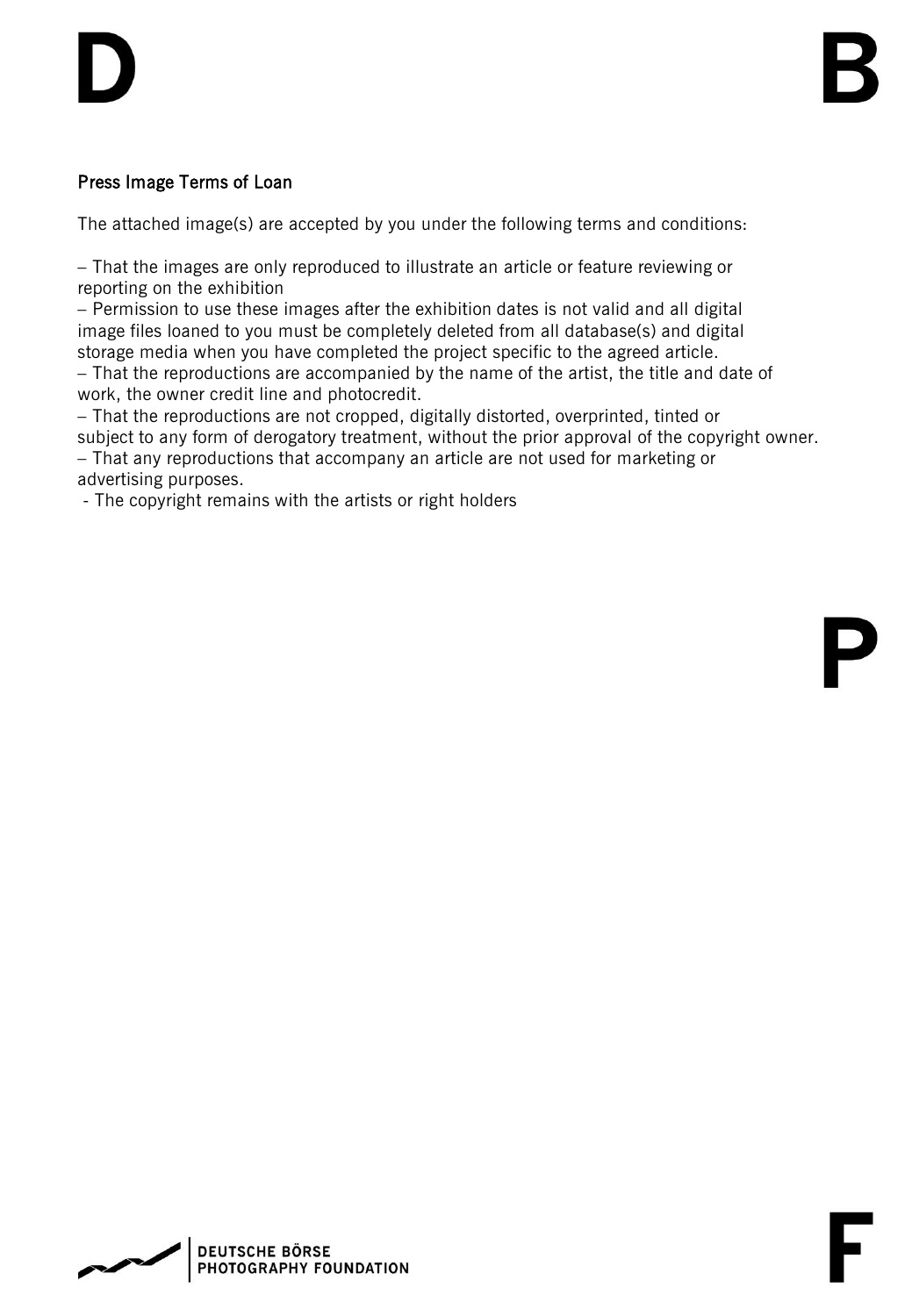## Press Image Terms of Loan

The attached image(s) are accepted by you under the following terms and conditions:

– That the images are only reproduced to illustrate an article or feature reviewing or reporting on the exhibition
– Permission to use these images after the exhibition dates is not valid and all digital image files loaned to you must be completely deleted from all database(s) and digital storage media when you have completed the project specific to the agreed article.
– That the reproductions are accompanied by the name of the artist, the title and date of work, the owner credit line and photocredit.
– That the reproductions are not cropped, digitally distorted, overprinted, tinted or subject to any form of derogatory treatment, without the prior approval of the copyright owner.
– That any reproductions that accompany an article are not used for marketing or advertising purposes.
- The copyright remains with the artists or right holders